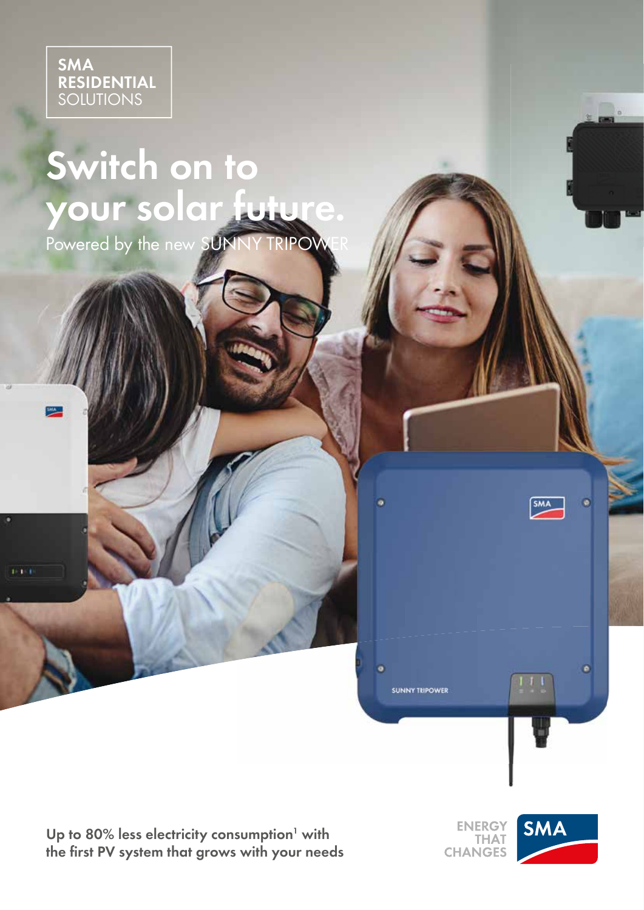SMA
**RESIDENTIAL**
SOLUTIONS

# Switch on to your solar future.

Powered by the new SUNNY TRIPOWER

Up to 80% less electricity consumption[1] with the first PV system that grows with your needs

ENERGY THAT CHANGES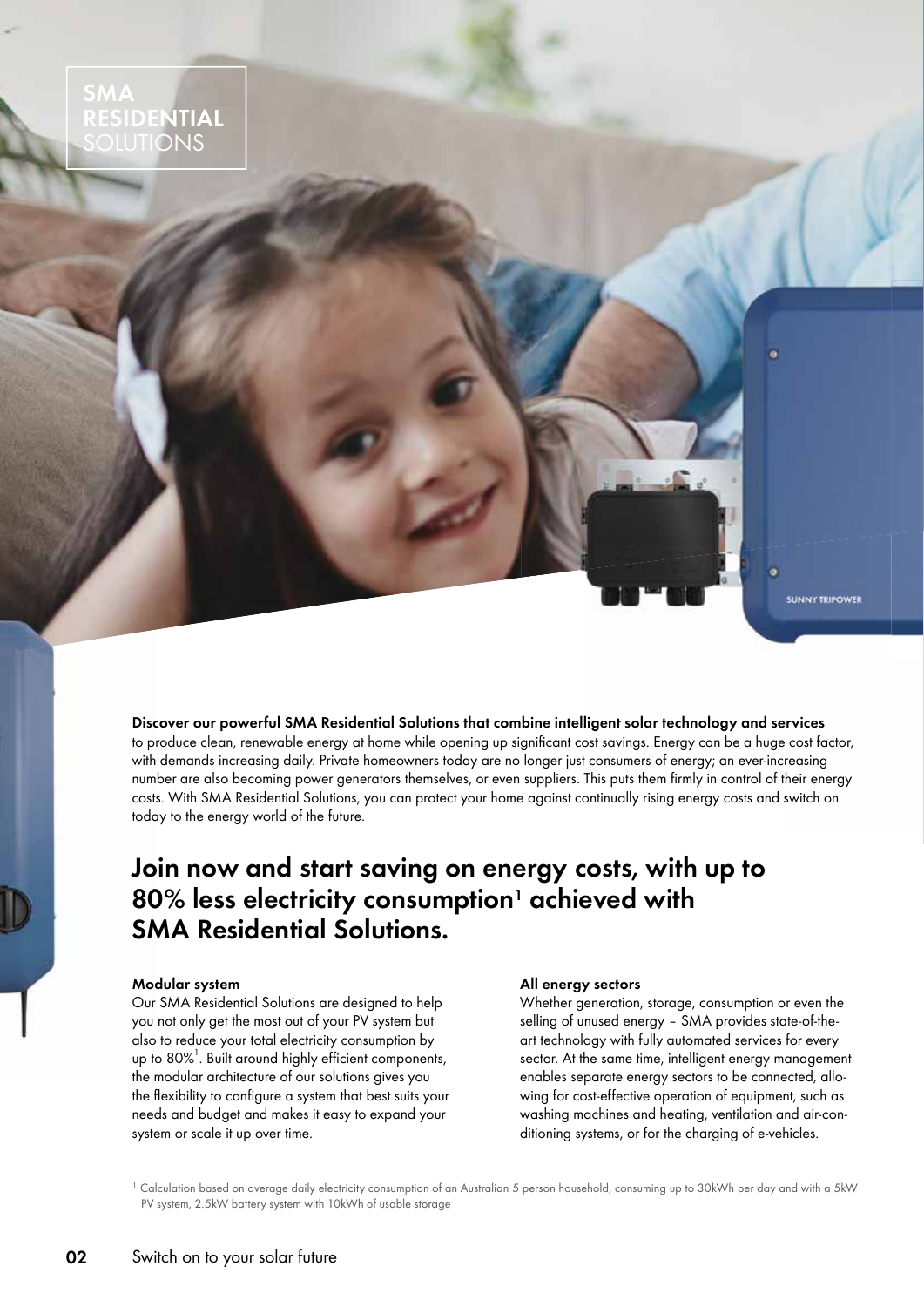SMA **RESIDENTIAL** SOLUTIONS

**Discover our powerful SMA Residential Solutions that combine intelligent solar technology and services** to produce clean, renewable energy at home while opening up significant cost savings. Energy can be a huge cost factor, with demands increasing daily. Private homeowners today are no longer just consumers of energy; an ever-increasing number are also becoming power generators themselves, or even suppliers. This puts them firmly in control of their energy costs. With SMA Residential Solutions, you can protect your home against continually rising energy costs and switch on today to the energy world of the future.

## Join now and start saving on energy costs, with up to 80% less electricity consumption[1] achieved with SMA Residential Solutions.

**Modular system**

Our SMA Residential Solutions are designed to help you not only get the most out of your PV system but also to reduce your total electricity consumption by up to 80%[1]. Built around highly efficient components, the modular architecture of our solutions gives you the flexibility to configure a system that best suits your needs and budget and makes it easy to expand your system or scale it up over time.

**All energy sectors**

Whether generation, storage, consumption or even the selling of unused energy – SMA provides state-of-the-art technology with fully automated services for every sector. At the same time, intelligent energy management enables separate energy sectors to be connected, allowing for cost-effective operation of equipment, such as washing machines and heating, ventilation and air-conditioning systems, or for the charging of e-vehicles.

[1] Calculation based on average daily electricity consumption of an Australian 5 person household, consuming up to 30kWh per day and with a 5kW PV system, 2.5kW battery system with 10kWh of usable storage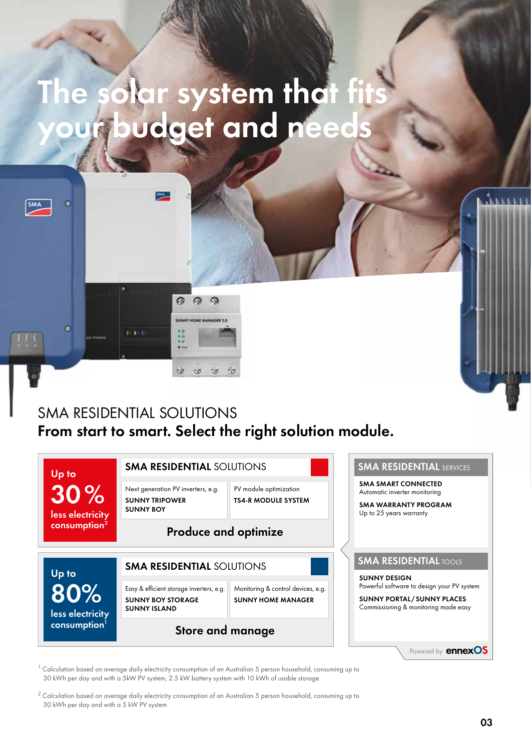# The solar system that fits your budget and needs

## SMA RESIDENTIAL SOLUTIONS

**From start to smart. Select the right solution module.**

**Up to 30 % less electricity consumption[2]**

### SMA RESIDENTIAL SOLUTIONS

| Next generation PV inverters, e.g. | PV module optimization |
|---|---|
| **SUNNY TRIPOWER**<br>**SUNNY BOY** | **TS4-R MODULE SYSTEM** |

**Produce and optimize**

**Up to 80% less electricity consumption[1]**

### SMA RESIDENTIAL SOLUTIONS

| Easy & efficient storage inverters, e.g. | Monitoring & control devices, e.g. |
|---|---|
| **SUNNY BOY STORAGE**<br>**SUNNY ISLAND** | **SUNNY HOME MANAGER** |

**Store and manage**

### SMA RESIDENTIAL SERVICES

**SMA SMART CONNECTED**
Automatic inverter monitoring

**SMA WARRANTY PROGRAM**
Up to 25 years warranty

### SMA RESIDENTIAL TOOLS

**SUNNY DESIGN**
Powerful software to design your PV system

**SUNNY PORTAL/ SUNNY PLACES**
Commissioning & monitoring made easy

Powered by ennexOS

[1] Calculation based on average daily electricity consumption of an Australian 5 person household, consuming up to 30 kWh per day and with a 5kW PV system, 2.5 kW battery system with 10 kWh of usable storage

[2] Calculation based on average daily electricity consumption of an Australian 5 person household, consuming up to 30 kWh per day and with a 5 kW PV system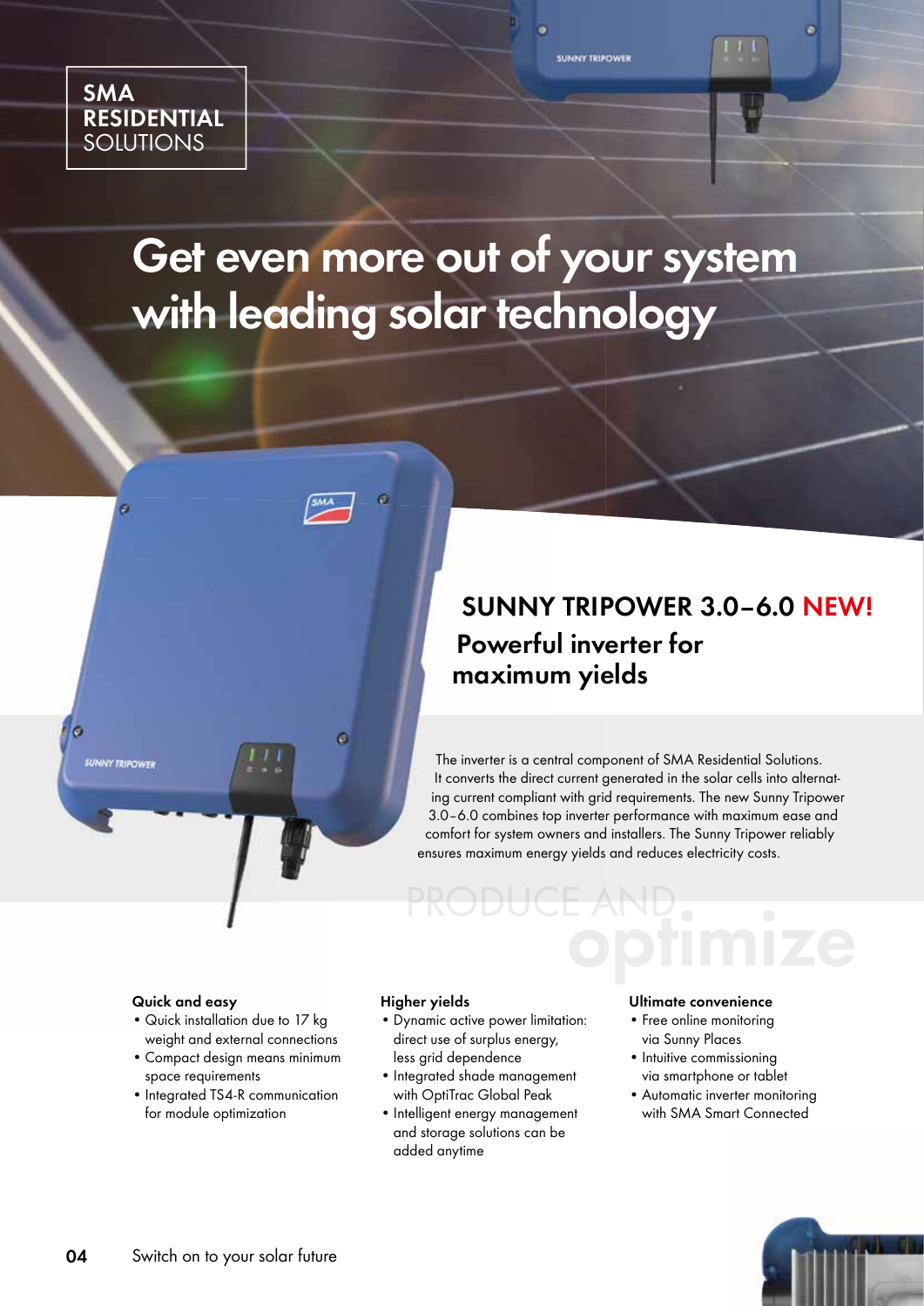SMA **RESIDENTIAL** SOLUTIONS

# Get even more out of your system with leading solar technology

## SUNNY TRIPOWER 3.0–6.0 NEW!

### Powerful inverter for maximum yields

The inverter is a central component of SMA Residential Solutions. It converts the direct current generated in the solar cells into alternating current compliant with grid requirements. The new Sunny Tripower 3.0–6.0 combines top inverter performance with maximum ease and comfort for system owners and installers. The Sunny Tripower reliably ensures maximum energy yields and reduces electricity costs.

PRODUCE AND **optimize**

**Quick and easy**

- Quick installation due to 17 kg weight and external connections
- Compact design means minimum space requirements
- Integrated TS4-R communication for module optimization

**Higher yields**

- Dynamic active power limitation: direct use of surplus energy, less grid dependence
- Integrated shade management with OptiTrac Global Peak
- Intelligent energy management and storage solutions can be added anytime

**Ultimate convenience**

- Free online monitoring via Sunny Places
- Intuitive commissioning via smartphone or tablet
- Automatic inverter monitoring with SMA Smart Connected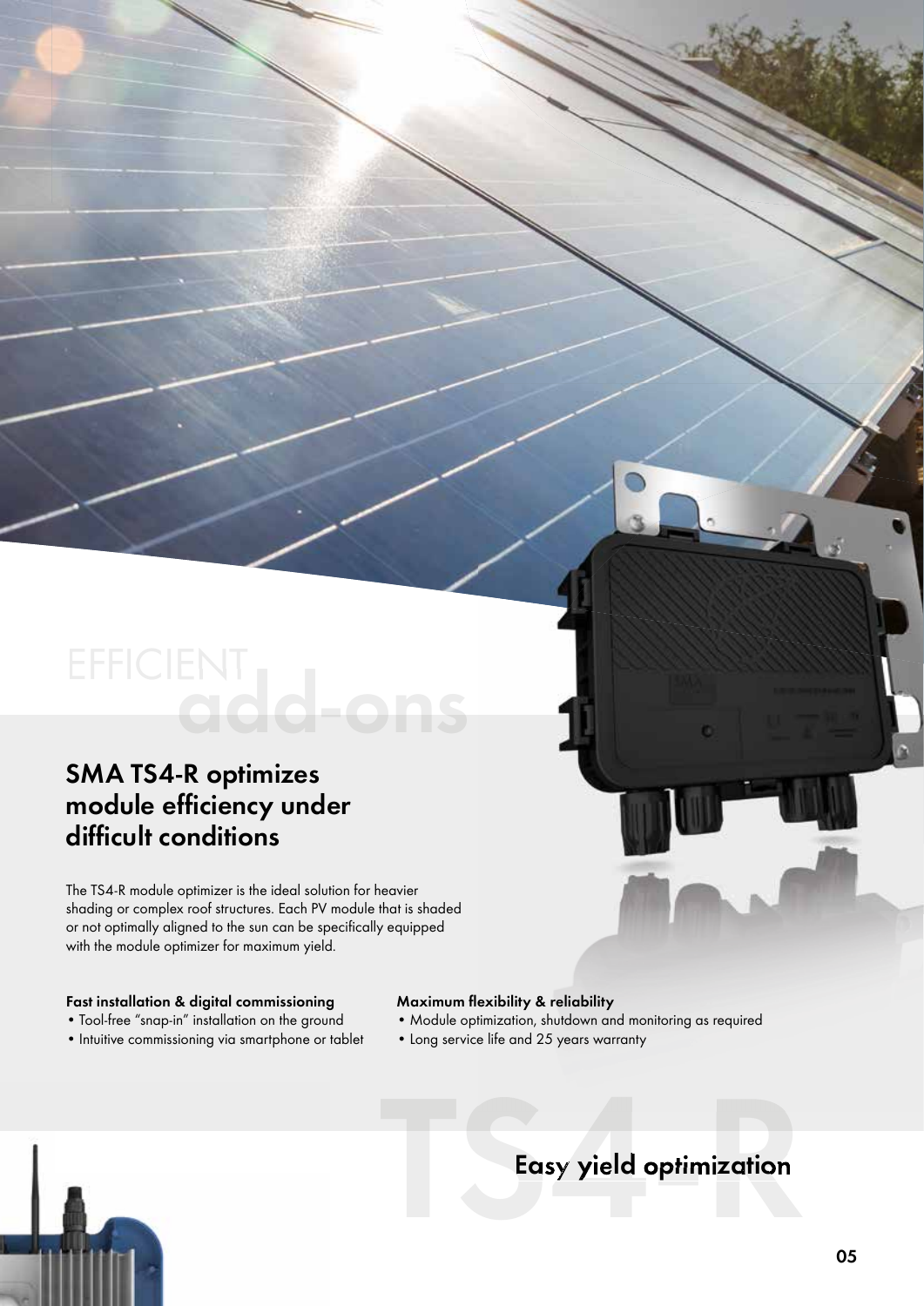EFFICIENT add-ons

## SMA TS4-R optimizes module efficiency under difficult conditions

The TS4-R module optimizer is the ideal solution for heavier shading or complex roof structures. Each PV module that is shaded or not optimally aligned to the sun can be specifically equipped with the module optimizer for maximum yield.

**Fast installation & digital commissioning**

- Tool-free "snap-in" installation on the ground
- Intuitive commissioning via smartphone or tablet

**Maximum flexibility & reliability**

- Module optimization, shutdown and monitoring as required
- Long service life and 25 years warranty

TS4-R

## Easy yield optimization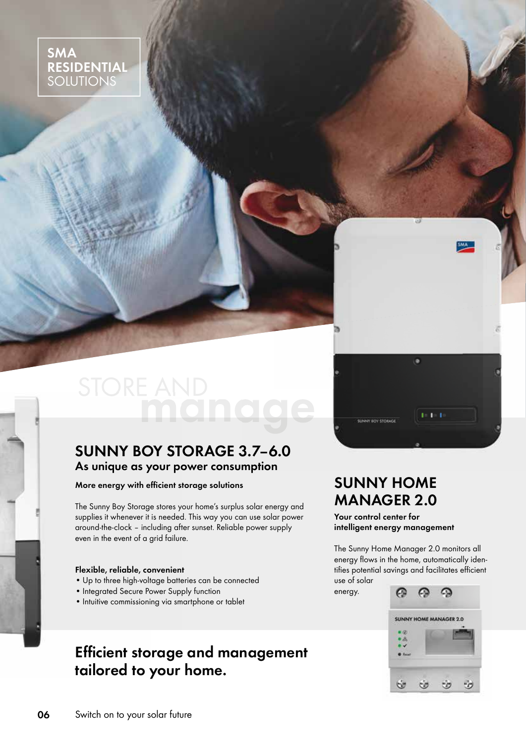SMA **RESIDENTIAL** SOLUTIONS

STORE AND **manage**

## SUNNY BOY STORAGE 3.7–6.0

### As unique as your power consumption

**More energy with efficient storage solutions**

The Sunny Boy Storage stores your home's surplus solar energy and supplies it whenever it is needed. This way you can use solar power around-the-clock – including after sunset. Reliable power supply even in the event of a grid failure.

**Flexible, reliable, convenient**

- Up to three high-voltage batteries can be connected
- Integrated Secure Power Supply function
- Intuitive commissioning via smartphone or tablet

## Efficient storage and management tailored to your home.

## SUNNY HOME MANAGER 2.0

**Your control center for intelligent energy management**

The Sunny Home Manager 2.0 monitors all energy flows in the home, automatically identifies potential savings and facilitates efficient use of solar energy.

Switch on to your solar future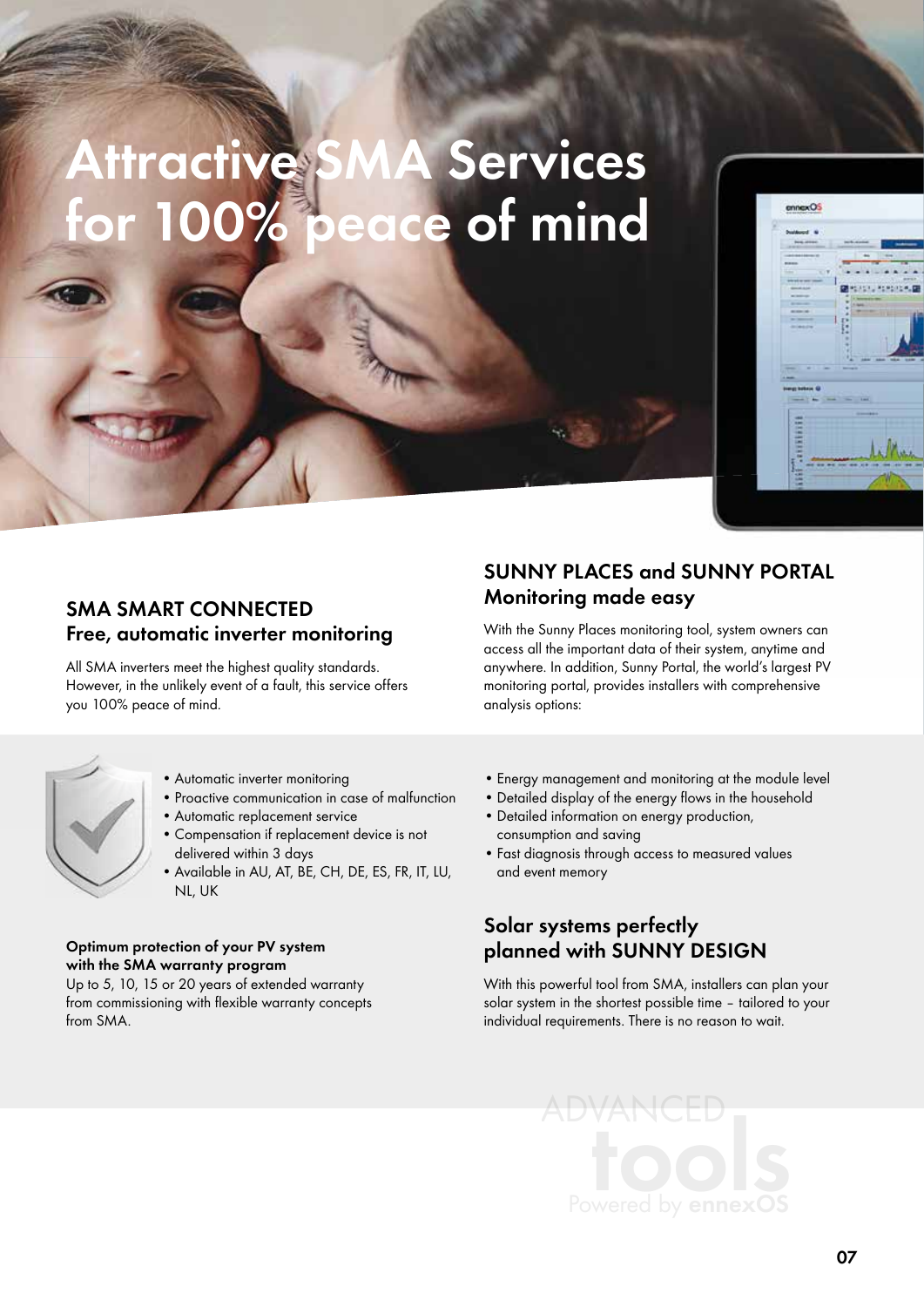# Attractive SMA Services for 100% peace of mind

## SMA SMART CONNECTED
### Free, automatic inverter monitoring

All SMA inverters meet the highest quality standards. However, in the unlikely event of a fault, this service offers you 100% peace of mind.

- Automatic inverter monitoring
- Proactive communication in case of malfunction
- Automatic replacement service
- Compensation if replacement device is not delivered within 3 days
- Available in AU, AT, BE, CH, DE, ES, FR, IT, LU, NL, UK

**Optimum protection of your PV system with the SMA warranty program**
Up to 5, 10, 15 or 20 years of extended warranty from commissioning with flexible warranty concepts from SMA.

## SUNNY PLACES and SUNNY PORTAL
### Monitoring made easy

With the Sunny Places monitoring tool, system owners can access all the important data of their system, anytime and anywhere. In addition, Sunny Portal, the world's largest PV monitoring portal, provides installers with comprehensive analysis options:

- Energy management and monitoring at the module level
- Detailed display of the energy flows in the household
- Detailed information on energy production, consumption and saving
- Fast diagnosis through access to measured values and event memory

## Solar systems perfectly planned with SUNNY DESIGN

With this powerful tool from SMA, installers can plan your solar system in the shortest possible time – tailored to your individual requirements. There is no reason to wait.

ADVANCED tools Powered by ennexOS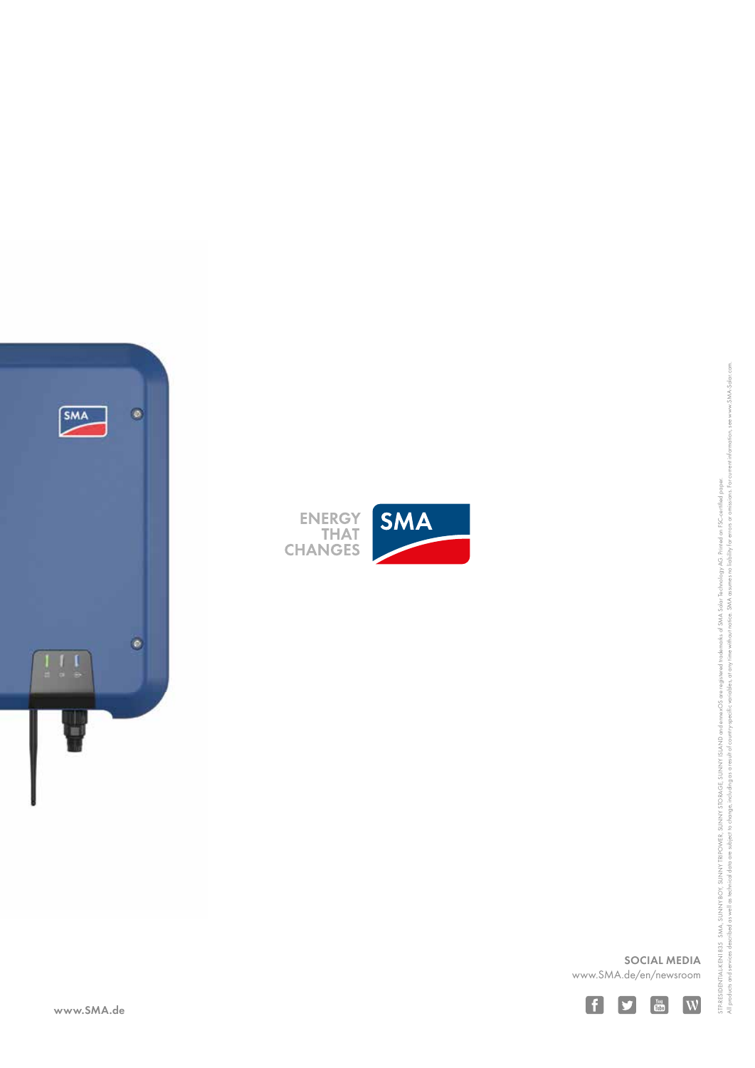ENERGY THAT CHANGES

SMA

SOCIAL MEDIA
www.SMA.de/en/newsroom

www.SMA.de

STP-RESIDENTIAL-KEN1835 SMA, SUNNY BOY, SUNNY TRIPOWER, SUNNY STORAGE, SUNNY ISLAND and ennexOS are registered trademarks of SMA Solar Technology AG. Printed on FSC-certified paper.
All products and services described as well as technical data are subject to change, including as a result of country-specific variables, at any time without notice. SMA assumes no liability for errors or omissions. For current information, see www.SMA-Solar.com.